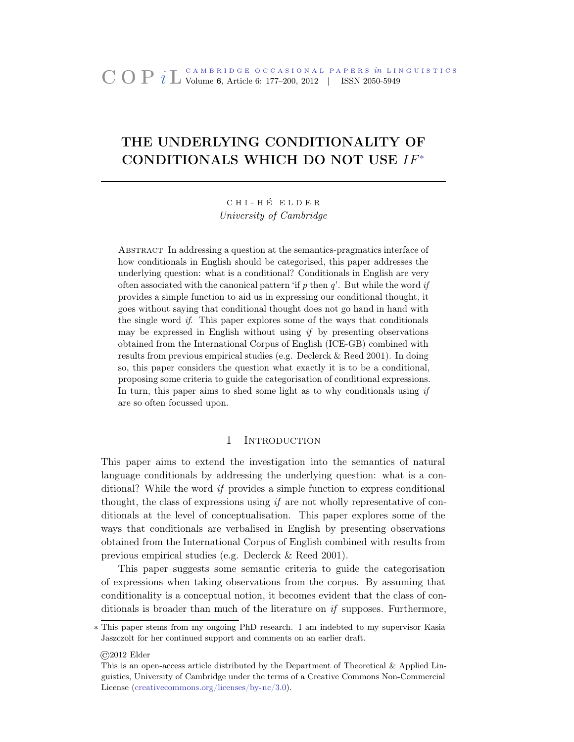# THE UNDERLYING CONDITIONALITY OF CONDITIONALS WHICH DO NOT USE *IF*[*]

CHI-HÉ ELDER
*University of Cambridge*

Abstract In addressing a question at the semantics-pragmatics interface of how conditionals in English should be categorised, this paper addresses the underlying question: what is a conditional? Conditionals in English are very often associated with the canonical pattern 'if *p* then *q*'. But while the word *if* provides a simple function to aid us in expressing our conditional thought, it goes without saying that conditional thought does not go hand in hand with the single word *if*. This paper explores some of the ways that conditionals may be expressed in English without using *if* by presenting observations obtained from the International Corpus of English (ICE-GB) combined with results from previous empirical studies (e.g. Declerck & Reed 2001). In doing so, this paper considers the question what exactly it is to be a conditional, proposing some criteria to guide the categorisation of conditional expressions. In turn, this paper aims to shed some light as to why conditionals using *if* are so often focussed upon.

## 1 Introduction

This paper aims to extend the investigation into the semantics of natural language conditionals by addressing the underlying question: what is a conditional? While the word *if* provides a simple function to express conditional thought, the class of expressions using *if* are not wholly representative of conditionals at the level of conceptualisation. This paper explores some of the ways that conditionals are verbalised in English by presenting observations obtained from the International Corpus of English combined with results from previous empirical studies (e.g. Declerck & Reed 2001).

This paper suggests some semantic criteria to guide the categorisation of expressions when taking observations from the corpus. By assuming that conditionality is a conceptual notion, it becomes evident that the class of conditionals is broader than much of the literature on *if* supposes. Furthermore,

[*] This paper stems from my ongoing PhD research. I am indebted to my supervisor Kasia Jaszczolt for her continued support and comments on an earlier draft.

©2012 Elder

This is an open-access article distributed by the Department of Theoretical & Applied Linguistics, University of Cambridge under the terms of a Creative Commons Non-Commercial License (creativecommons.org/licenses/by-nc/3.0).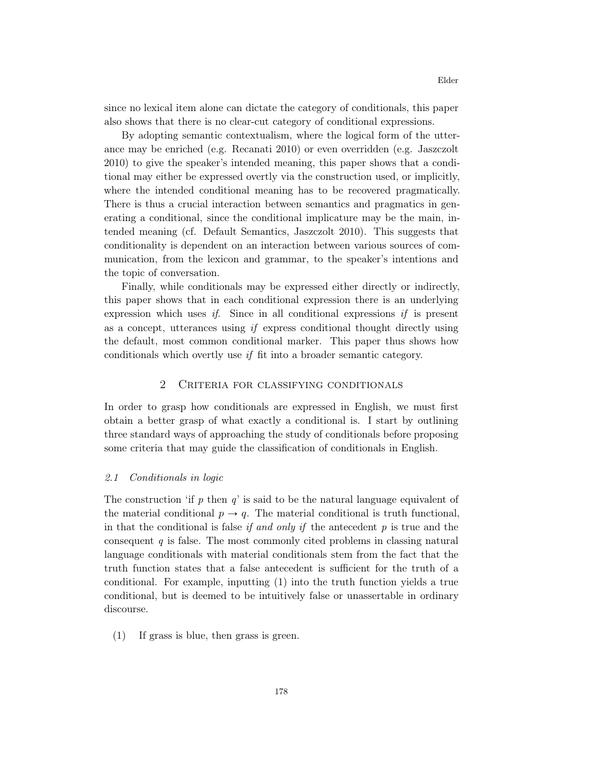since no lexical item alone can dictate the category of conditionals, this paper also shows that there is no clear-cut category of conditional expressions.

By adopting semantic contextualism, where the logical form of the utterance may be enriched (e.g. Recanati 2010) or even overridden (e.g. Jaszczolt 2010) to give the speaker's intended meaning, this paper shows that a conditional may either be expressed overtly via the construction used, or implicitly, where the intended conditional meaning has to be recovered pragmatically. There is thus a crucial interaction between semantics and pragmatics in generating a conditional, since the conditional implicature may be the main, intended meaning (cf. Default Semantics, Jaszczolt 2010). This suggests that conditionality is dependent on an interaction between various sources of communication, from the lexicon and grammar, to the speaker's intentions and the topic of conversation.

Finally, while conditionals may be expressed either directly or indirectly, this paper shows that in each conditional expression there is an underlying expression which uses *if*. Since in all conditional expressions *if* is present as a concept, utterances using *if* express conditional thought directly using the default, most common conditional marker. This paper thus shows how conditionals which overtly use *if* fit into a broader semantic category.

## 2 Criteria for classifying conditionals

In order to grasp how conditionals are expressed in English, we must first obtain a better grasp of what exactly a conditional is. I start by outlining three standard ways of approaching the study of conditionals before proposing some criteria that may guide the classification of conditionals in English.

### *2.1 Conditionals in logic*

The construction 'if $p$ then $q$' is said to be the natural language equivalent of the material conditional $p \rightarrow q$. The material conditional is truth functional, in that the conditional is false *if and only if* the antecedent $p$ is true and the consequent $q$ is false. The most commonly cited problems in classing natural language conditionals with material conditionals stem from the fact that the truth function states that a false antecedent is sufficient for the truth of a conditional. For example, inputting (1) into the truth function yields a true conditional, but is deemed to be intuitively false or unassertable in ordinary discourse.

(1) If grass is blue, then grass is green.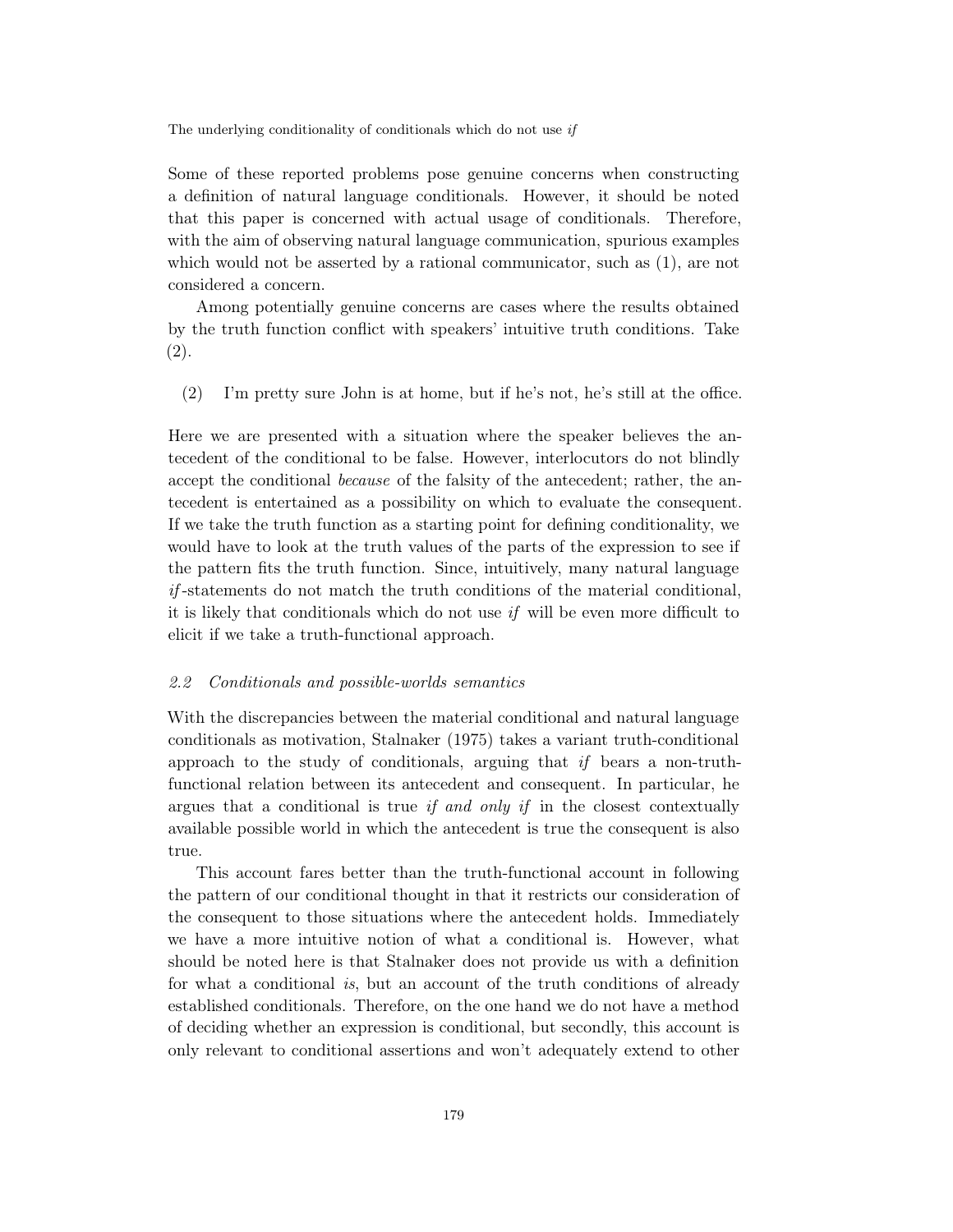Some of these reported problems pose genuine concerns when constructing a definition of natural language conditionals. However, it should be noted that this paper is concerned with actual usage of conditionals. Therefore, with the aim of observing natural language communication, spurious examples which would not be asserted by a rational communicator, such as (1), are not considered a concern.

Among potentially genuine concerns are cases where the results obtained by the truth function conflict with speakers' intuitive truth conditions. Take (2).

(2) I'm pretty sure John is at home, but if he's not, he's still at the office.

Here we are presented with a situation where the speaker believes the antecedent of the conditional to be false. However, interlocutors do not blindly accept the conditional *because* of the falsity of the antecedent; rather, the antecedent is entertained as a possibility on which to evaluate the consequent. If we take the truth function as a starting point for defining conditionality, we would have to look at the truth values of the parts of the expression to see if the pattern fits the truth function. Since, intuitively, many natural language *if*-statements do not match the truth conditions of the material conditional, it is likely that conditionals which do not use *if* will be even more difficult to elicit if we take a truth-functional approach.

### *2.2 Conditionals and possible-worlds semantics*

With the discrepancies between the material conditional and natural language conditionals as motivation, Stalnaker (1975) takes a variant truth-conditional approach to the study of conditionals, arguing that *if* bears a non-truth-functional relation between its antecedent and consequent. In particular, he argues that a conditional is true *if and only if* in the closest contextually available possible world in which the antecedent is true the consequent is also true.

This account fares better than the truth-functional account in following the pattern of our conditional thought in that it restricts our consideration of the consequent to those situations where the antecedent holds. Immediately we have a more intuitive notion of what a conditional is. However, what should be noted here is that Stalnaker does not provide us with a definition for what a conditional *is*, but an account of the truth conditions of already established conditionals. Therefore, on the one hand we do not have a method of deciding whether an expression is conditional, but secondly, this account is only relevant to conditional assertions and won't adequately extend to other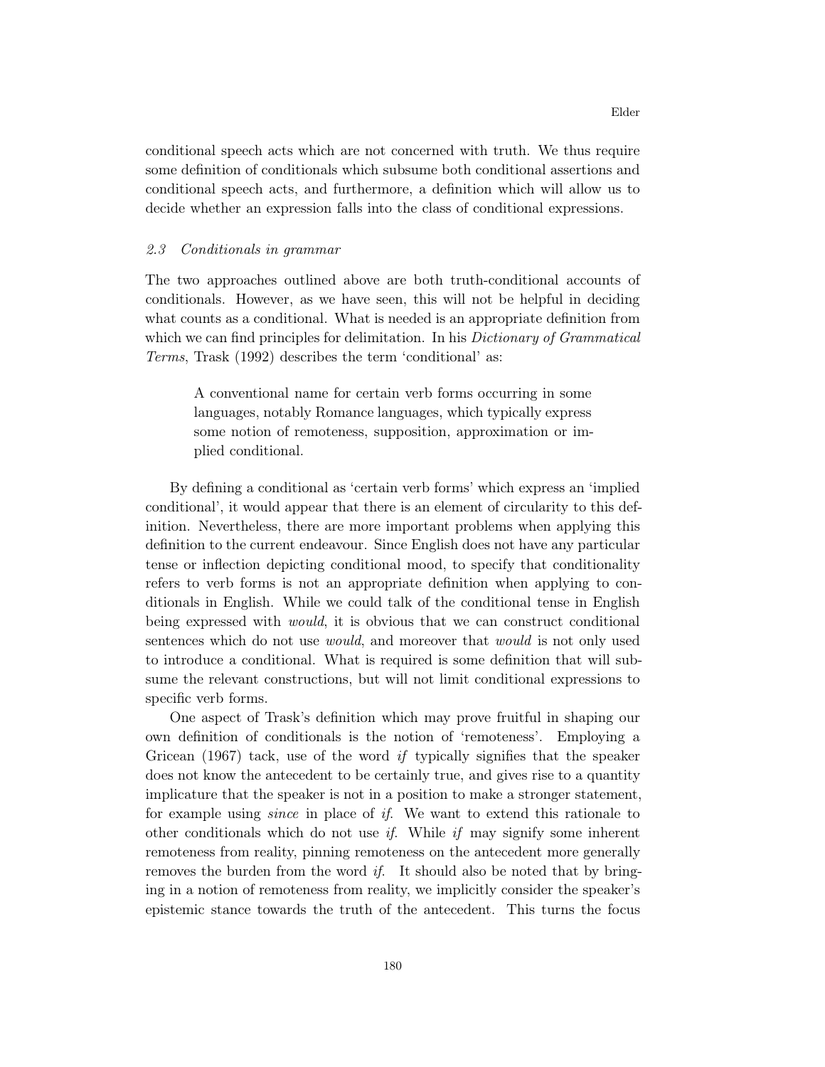conditional speech acts which are not concerned with truth. We thus require some definition of conditionals which subsume both conditional assertions and conditional speech acts, and furthermore, a definition which will allow us to decide whether an expression falls into the class of conditional expressions.

### *2.3 Conditionals in grammar*

The two approaches outlined above are both truth-conditional accounts of conditionals. However, as we have seen, this will not be helpful in deciding what counts as a conditional. What is needed is an appropriate definition from which we can find principles for delimitation. In his *Dictionary of Grammatical Terms*, Trask (1992) describes the term 'conditional' as:

> A conventional name for certain verb forms occurring in some languages, notably Romance languages, which typically express some notion of remoteness, supposition, approximation or implied conditional.

By defining a conditional as 'certain verb forms' which express an 'implied conditional', it would appear that there is an element of circularity to this definition. Nevertheless, there are more important problems when applying this definition to the current endeavour. Since English does not have any particular tense or inflection depicting conditional mood, to specify that conditionality refers to verb forms is not an appropriate definition when applying to conditionals in English. While we could talk of the conditional tense in English being expressed with *would*, it is obvious that we can construct conditional sentences which do not use *would*, and moreover that *would* is not only used to introduce a conditional. What is required is some definition that will subsume the relevant constructions, but will not limit conditional expressions to specific verb forms.

One aspect of Trask's definition which may prove fruitful in shaping our own definition of conditionals is the notion of 'remoteness'. Employing a Gricean (1967) tack, use of the word *if* typically signifies that the speaker does not know the antecedent to be certainly true, and gives rise to a quantity implicature that the speaker is not in a position to make a stronger statement, for example using *since* in place of *if*. We want to extend this rationale to other conditionals which do not use *if*. While *if* may signify some inherent remoteness from reality, pinning remoteness on the antecedent more generally removes the burden from the word *if*. It should also be noted that by bringing in a notion of remoteness from reality, we implicitly consider the speaker's epistemic stance towards the truth of the antecedent. This turns the focus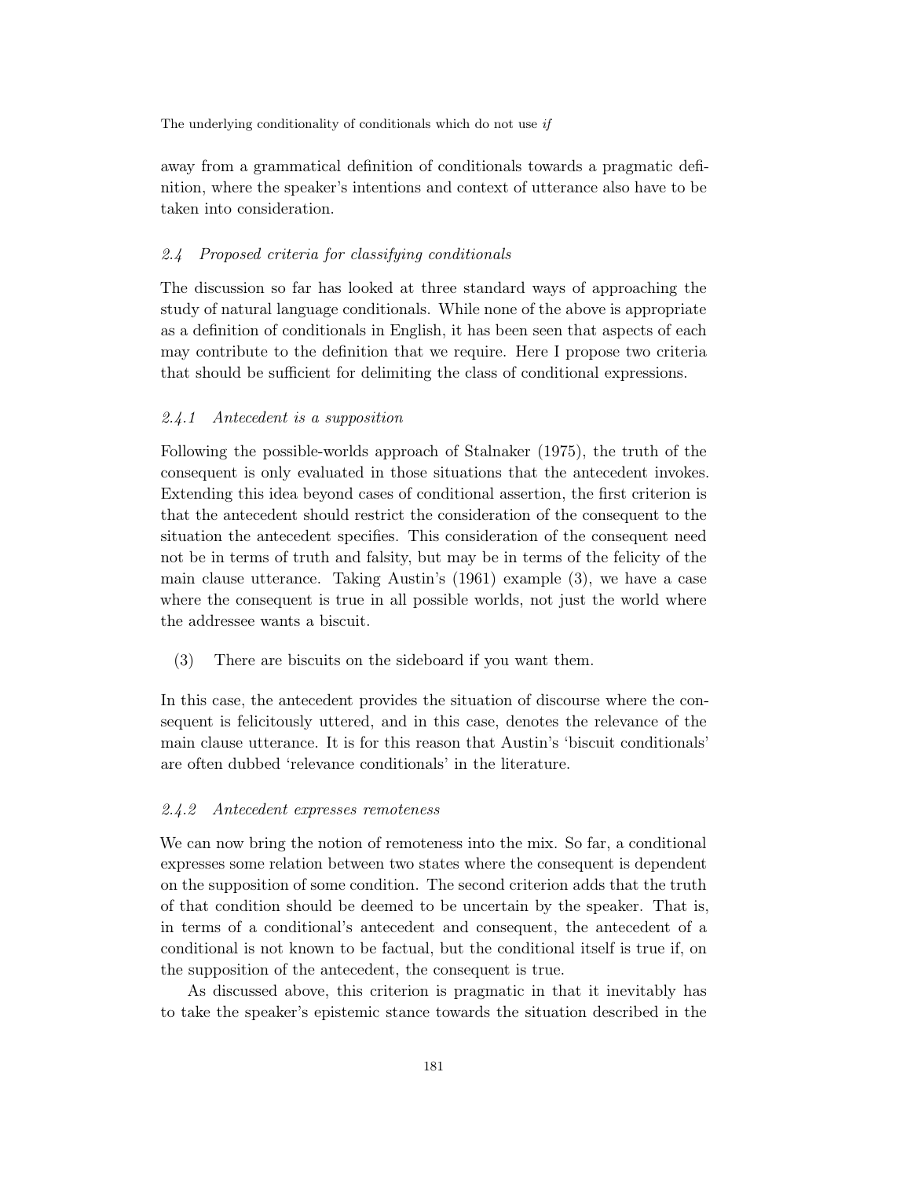away from a grammatical definition of conditionals towards a pragmatic definition, where the speaker's intentions and context of utterance also have to be taken into consideration.

### *2.4 Proposed criteria for classifying conditionals*

The discussion so far has looked at three standard ways of approaching the study of natural language conditionals. While none of the above is appropriate as a definition of conditionals in English, it has been seen that aspects of each may contribute to the definition that we require. Here I propose two criteria that should be sufficient for delimiting the class of conditional expressions.

#### *2.4.1 Antecedent is a supposition*

Following the possible-worlds approach of Stalnaker (1975), the truth of the consequent is only evaluated in those situations that the antecedent invokes. Extending this idea beyond cases of conditional assertion, the first criterion is that the antecedent should restrict the consideration of the consequent to the situation the antecedent specifies. This consideration of the consequent need not be in terms of truth and falsity, but may be in terms of the felicity of the main clause utterance. Taking Austin's (1961) example (3), we have a case where the consequent is true in all possible worlds, not just the world where the addressee wants a biscuit.

(3) There are biscuits on the sideboard if you want them.

In this case, the antecedent provides the situation of discourse where the consequent is felicitously uttered, and in this case, denotes the relevance of the main clause utterance. It is for this reason that Austin's 'biscuit conditionals' are often dubbed 'relevance conditionals' in the literature.

#### *2.4.2 Antecedent expresses remoteness*

We can now bring the notion of remoteness into the mix. So far, a conditional expresses some relation between two states where the consequent is dependent on the supposition of some condition. The second criterion adds that the truth of that condition should be deemed to be uncertain by the speaker. That is, in terms of a conditional's antecedent and consequent, the antecedent of a conditional is not known to be factual, but the conditional itself is true if, on the supposition of the antecedent, the consequent is true.

As discussed above, this criterion is pragmatic in that it inevitably has to take the speaker's epistemic stance towards the situation described in the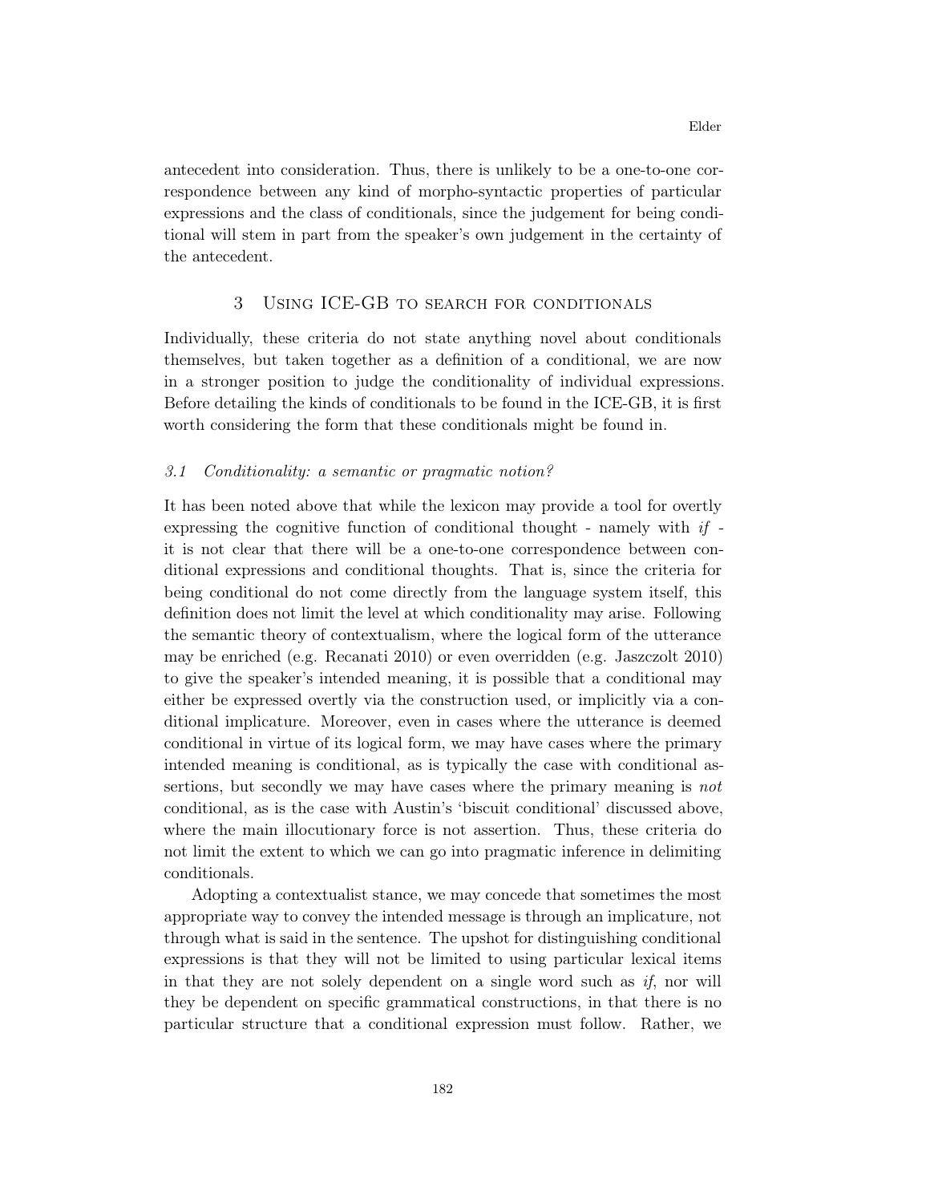antecedent into consideration. Thus, there is unlikely to be a one-to-one correspondence between any kind of morpho-syntactic properties of particular expressions and the class of conditionals, since the judgement for being conditional will stem in part from the speaker's own judgement in the certainty of the antecedent.

## 3 Using ICE-GB to search for conditionals

Individually, these criteria do not state anything novel about conditionals themselves, but taken together as a definition of a conditional, we are now in a stronger position to judge the conditionality of individual expressions. Before detailing the kinds of conditionals to be found in the ICE-GB, it is first worth considering the form that these conditionals might be found in.

### *3.1 Conditionality: a semantic or pragmatic notion?*

It has been noted above that while the lexicon may provide a tool for overtly expressing the cognitive function of conditional thought - namely with *if* - it is not clear that there will be a one-to-one correspondence between conditional expressions and conditional thoughts. That is, since the criteria for being conditional do not come directly from the language system itself, this definition does not limit the level at which conditionality may arise. Following the semantic theory of contextualism, where the logical form of the utterance may be enriched (e.g. Recanati 2010) or even overridden (e.g. Jaszczolt 2010) to give the speaker's intended meaning, it is possible that a conditional may either be expressed overtly via the construction used, or implicitly via a conditional implicature. Moreover, even in cases where the utterance is deemed conditional in virtue of its logical form, we may have cases where the primary intended meaning is conditional, as is typically the case with conditional assertions, but secondly we may have cases where the primary meaning is *not* conditional, as is the case with Austin's 'biscuit conditional' discussed above, where the main illocutionary force is not assertion. Thus, these criteria do not limit the extent to which we can go into pragmatic inference in delimiting conditionals.

Adopting a contextualist stance, we may concede that sometimes the most appropriate way to convey the intended message is through an implicature, not through what is said in the sentence. The upshot for distinguishing conditional expressions is that they will not be limited to using particular lexical items in that they are not solely dependent on a single word such as *if*, nor will they be dependent on specific grammatical constructions, in that there is no particular structure that a conditional expression must follow. Rather, we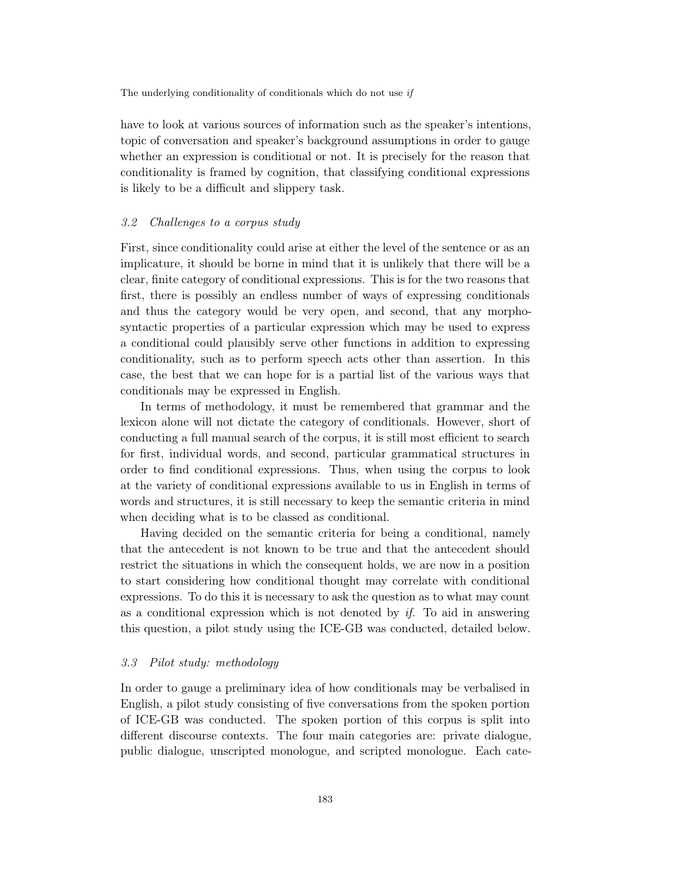have to look at various sources of information such as the speaker's intentions, topic of conversation and speaker's background assumptions in order to gauge whether an expression is conditional or not. It is precisely for the reason that conditionality is framed by cognition, that classifying conditional expressions is likely to be a difficult and slippery task.

### *3.2 Challenges to a corpus study*

First, since conditionality could arise at either the level of the sentence or as an implicature, it should be borne in mind that it is unlikely that there will be a clear, finite category of conditional expressions. This is for the two reasons that first, there is possibly an endless number of ways of expressing conditionals and thus the category would be very open, and second, that any morpho-syntactic properties of a particular expression which may be used to express a conditional could plausibly serve other functions in addition to expressing conditionality, such as to perform speech acts other than assertion. In this case, the best that we can hope for is a partial list of the various ways that conditionals may be expressed in English.

In terms of methodology, it must be remembered that grammar and the lexicon alone will not dictate the category of conditionals. However, short of conducting a full manual search of the corpus, it is still most efficient to search for first, individual words, and second, particular grammatical structures in order to find conditional expressions. Thus, when using the corpus to look at the variety of conditional expressions available to us in English in terms of words and structures, it is still necessary to keep the semantic criteria in mind when deciding what is to be classed as conditional.

Having decided on the semantic criteria for being a conditional, namely that the antecedent is not known to be true and that the antecedent should restrict the situations in which the consequent holds, we are now in a position to start considering how conditional thought may correlate with conditional expressions. To do this it is necessary to ask the question as to what may count as a conditional expression which is not denoted by *if*. To aid in answering this question, a pilot study using the ICE-GB was conducted, detailed below.

### *3.3 Pilot study: methodology*

In order to gauge a preliminary idea of how conditionals may be verbalised in English, a pilot study consisting of five conversations from the spoken portion of ICE-GB was conducted. The spoken portion of this corpus is split into different discourse contexts. The four main categories are: private dialogue, public dialogue, unscripted monologue, and scripted monologue. Each cate-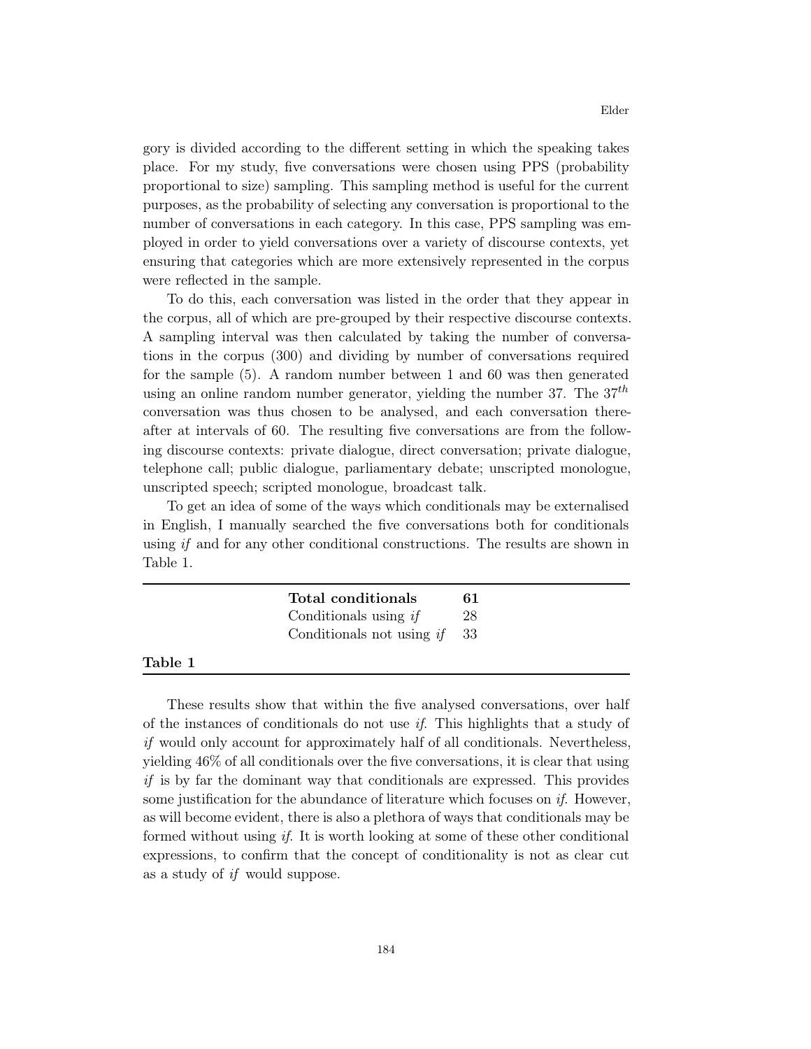gory is divided according to the different setting in which the speaking takes place. For my study, five conversations were chosen using PPS (probability proportional to size) sampling. This sampling method is useful for the current purposes, as the probability of selecting any conversation is proportional to the number of conversations in each category. In this case, PPS sampling was employed in order to yield conversations over a variety of discourse contexts, yet ensuring that categories which are more extensively represented in the corpus were reflected in the sample.

To do this, each conversation was listed in the order that they appear in the corpus, all of which are pre-grouped by their respective discourse contexts. A sampling interval was then calculated by taking the number of conversations in the corpus (300) and dividing by number of conversations required for the sample (5). A random number between 1 and 60 was then generated using an online random number generator, yielding the number 37. The $37^{th}$ conversation was thus chosen to be analysed, and each conversation thereafter at intervals of 60. The resulting five conversations are from the following discourse contexts: private dialogue, direct conversation; private dialogue, telephone call; public dialogue, parliamentary debate; unscripted monologue, unscripted speech; scripted monologue, broadcast talk.

To get an idea of some of the ways which conditionals may be externalised in English, I manually searched the five conversations both for conditionals using *if* and for any other conditional constructions. The results are shown in Table 1.

| **Total conditionals** | **61** |
|---|---|
| Conditionals using *if* | 28 |
| Conditionals not using *if* | 33 |

**Table 1**

These results show that within the five analysed conversations, over half of the instances of conditionals do not use *if*. This highlights that a study of *if* would only account for approximately half of all conditionals. Nevertheless, yielding 46% of all conditionals over the five conversations, it is clear that using *if* is by far the dominant way that conditionals are expressed. This provides some justification for the abundance of literature which focuses on *if*. However, as will become evident, there is also a plethora of ways that conditionals may be formed without using *if*. It is worth looking at some of these other conditional expressions, to confirm that the concept of conditionality is not as clear cut as a study of *if* would suppose.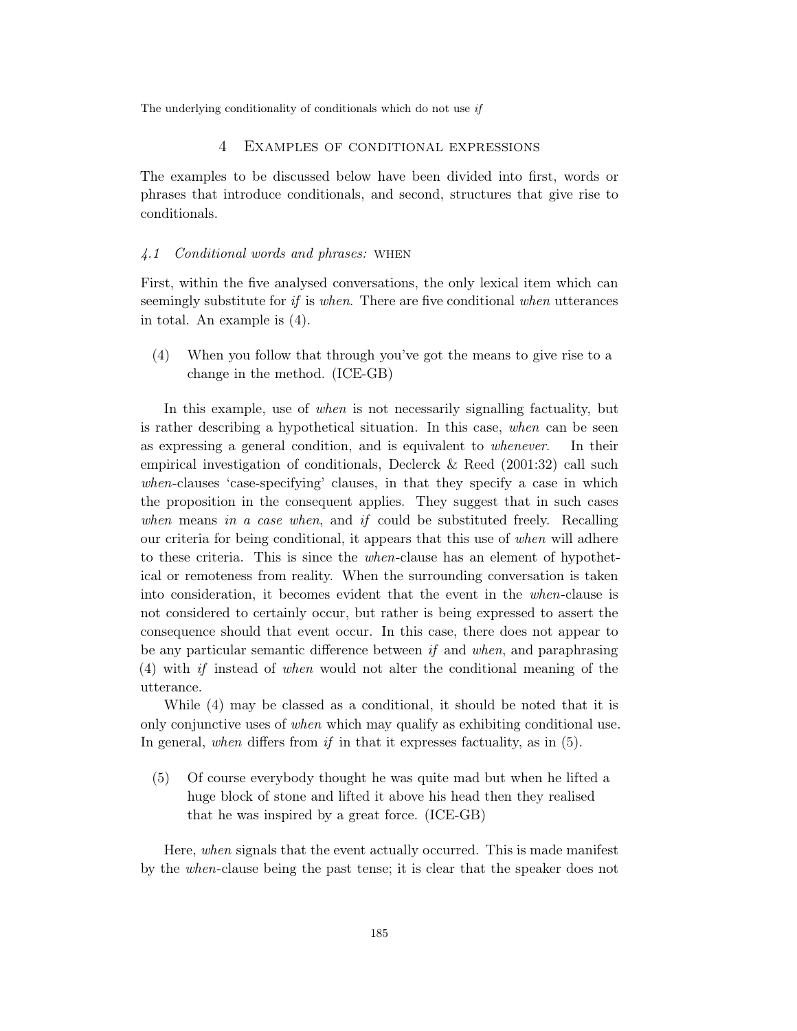## 4 Examples of conditional expressions

The examples to be discussed below have been divided into first, words or phrases that introduce conditionals, and second, structures that give rise to conditionals.

### *4.1 Conditional words and phrases:* WHEN

First, within the five analysed conversations, the only lexical item which can seemingly substitute for *if* is *when*. There are five conditional *when* utterances in total. An example is (4).

(4) When you follow that through you've got the means to give rise to a change in the method. (ICE-GB)

In this example, use of *when* is not necessarily signalling factuality, but is rather describing a hypothetical situation. In this case, *when* can be seen as expressing a general condition, and is equivalent to *whenever*. In their empirical investigation of conditionals, Declerck & Reed (2001:32) call such *when*-clauses 'case-specifying' clauses, in that they specify a case in which the proposition in the consequent applies. They suggest that in such cases *when* means *in a case when*, and *if* could be substituted freely. Recalling our criteria for being conditional, it appears that this use of *when* will adhere to these criteria. This is since the *when*-clause has an element of hypothetical or remoteness from reality. When the surrounding conversation is taken into consideration, it becomes evident that the event in the *when*-clause is not considered to certainly occur, but rather is being expressed to assert the consequence should that event occur. In this case, there does not appear to be any particular semantic difference between *if* and *when*, and paraphrasing (4) with *if* instead of *when* would not alter the conditional meaning of the utterance.

While (4) may be classed as a conditional, it should be noted that it is only conjunctive uses of *when* which may qualify as exhibiting conditional use. In general, *when* differs from *if* in that it expresses factuality, as in (5).

(5) Of course everybody thought he was quite mad but when he lifted a huge block of stone and lifted it above his head then they realised that he was inspired by a great force. (ICE-GB)

Here, *when* signals that the event actually occurred. This is made manifest by the *when*-clause being the past tense; it is clear that the speaker does not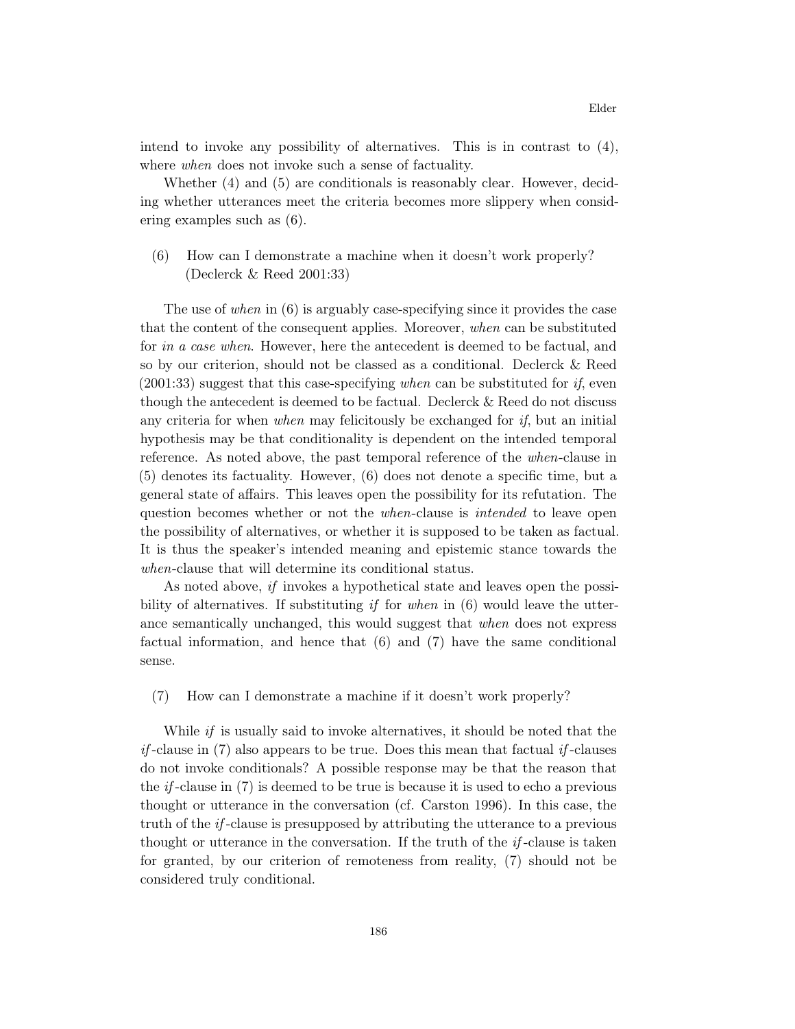intend to invoke any possibility of alternatives. This is in contrast to (4), where *when* does not invoke such a sense of factuality.

Whether (4) and (5) are conditionals is reasonably clear. However, deciding whether utterances meet the criteria becomes more slippery when considering examples such as (6).

(6) How can I demonstrate a machine when it doesn't work properly? (Declerck & Reed 2001:33)

The use of *when* in (6) is arguably case-specifying since it provides the case that the content of the consequent applies. Moreover, *when* can be substituted for *in a case when*. However, here the antecedent is deemed to be factual, and so by our criterion, should not be classed as a conditional. Declerck & Reed (2001:33) suggest that this case-specifying *when* can be substituted for *if*, even though the antecedent is deemed to be factual. Declerck & Reed do not discuss any criteria for when *when* may felicitously be exchanged for *if*, but an initial hypothesis may be that conditionality is dependent on the intended temporal reference. As noted above, the past temporal reference of the *when*-clause in (5) denotes its factuality. However, (6) does not denote a specific time, but a general state of affairs. This leaves open the possibility for its refutation. The question becomes whether or not the *when*-clause is *intended* to leave open the possibility of alternatives, or whether it is supposed to be taken as factual. It is thus the speaker's intended meaning and epistemic stance towards the *when*-clause that will determine its conditional status.

As noted above, *if* invokes a hypothetical state and leaves open the possibility of alternatives. If substituting *if* for *when* in (6) would leave the utterance semantically unchanged, this would suggest that *when* does not express factual information, and hence that (6) and (7) have the same conditional sense.

(7) How can I demonstrate a machine if it doesn't work properly?

While *if* is usually said to invoke alternatives, it should be noted that the *if*-clause in (7) also appears to be true. Does this mean that factual *if*-clauses do not invoke conditionals? A possible response may be that the reason that the *if*-clause in (7) is deemed to be true is because it is used to echo a previous thought or utterance in the conversation (cf. Carston 1996). In this case, the truth of the *if*-clause is presupposed by attributing the utterance to a previous thought or utterance in the conversation. If the truth of the *if*-clause is taken for granted, by our criterion of remoteness from reality, (7) should not be considered truly conditional.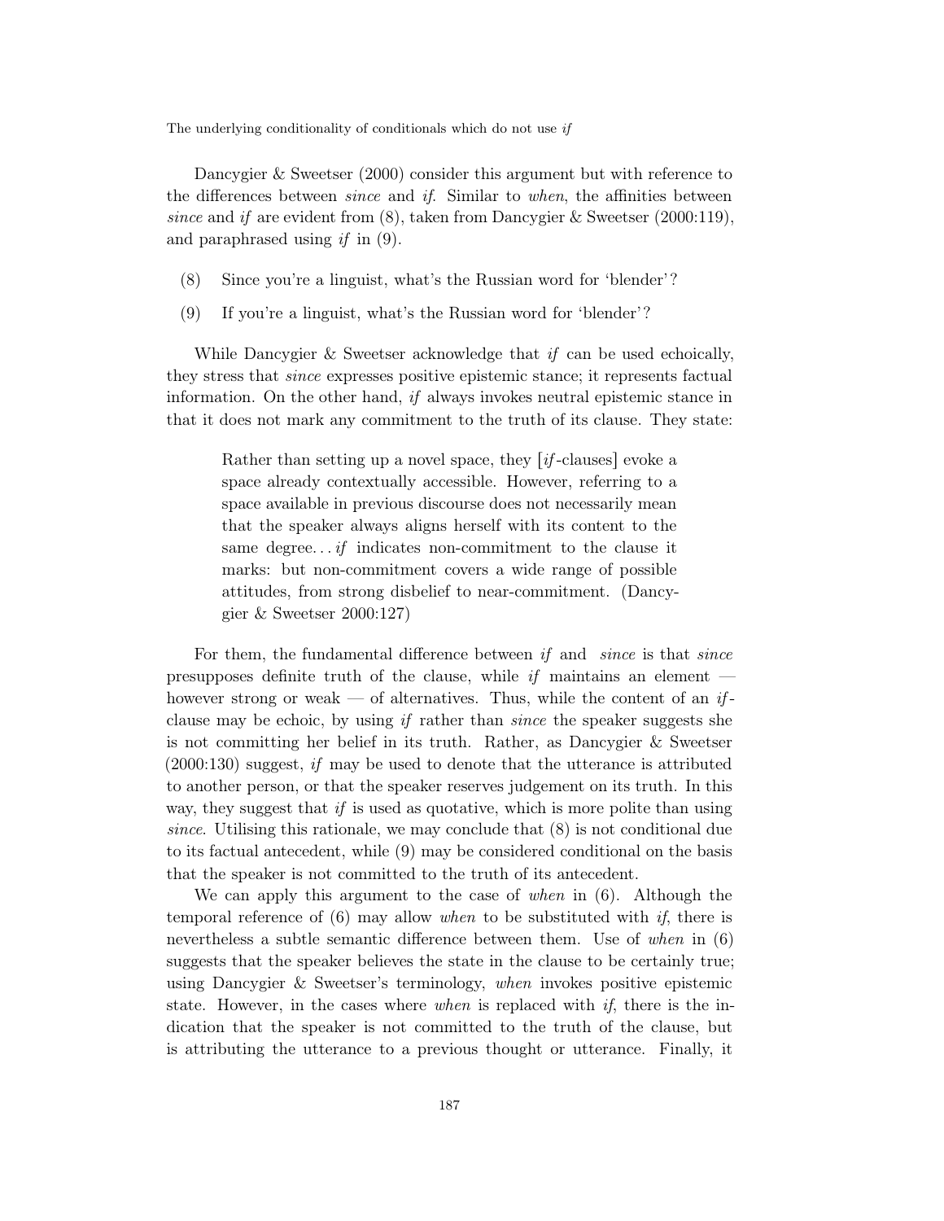Dancygier & Sweetser (2000) consider this argument but with reference to the differences between *since* and *if*. Similar to *when*, the affinities between *since* and *if* are evident from (8), taken from Dancygier & Sweetser (2000:119), and paraphrased using *if* in (9).

(8) Since you're a linguist, what's the Russian word for 'blender'?

(9) If you're a linguist, what's the Russian word for 'blender'?

While Dancygier & Sweetser acknowledge that *if* can be used echoically, they stress that *since* expresses positive epistemic stance; it represents factual information. On the other hand, *if* always invokes neutral epistemic stance in that it does not mark any commitment to the truth of its clause. They state:

> Rather than setting up a novel space, they [*if*-clauses] evoke a space already contextually accessible. However, referring to a space available in previous discourse does not necessarily mean that the speaker always aligns herself with its content to the same degree. . . *if* indicates non-commitment to the clause it marks: but non-commitment covers a wide range of possible attitudes, from strong disbelief to near-commitment. (Dancygier & Sweetser 2000:127)

For them, the fundamental difference between *if* and *since* is that *since* presupposes definite truth of the clause, while *if* maintains an element — however strong or weak — of alternatives. Thus, while the content of an *if*-clause may be echoic, by using *if* rather than *since* the speaker suggests she is not committing her belief in its truth. Rather, as Dancygier & Sweetser (2000:130) suggest, *if* may be used to denote that the utterance is attributed to another person, or that the speaker reserves judgement on its truth. In this way, they suggest that *if* is used as quotative, which is more polite than using *since*. Utilising this rationale, we may conclude that (8) is not conditional due to its factual antecedent, while (9) may be considered conditional on the basis that the speaker is not committed to the truth of its antecedent.

We can apply this argument to the case of *when* in (6). Although the temporal reference of (6) may allow *when* to be substituted with *if*, there is nevertheless a subtle semantic difference between them. Use of *when* in (6) suggests that the speaker believes the state in the clause to be certainly true; using Dancygier & Sweetser's terminology, *when* invokes positive epistemic state. However, in the cases where *when* is replaced with *if*, there is the indication that the speaker is not committed to the truth of the clause, but is attributing the utterance to a previous thought or utterance. Finally, it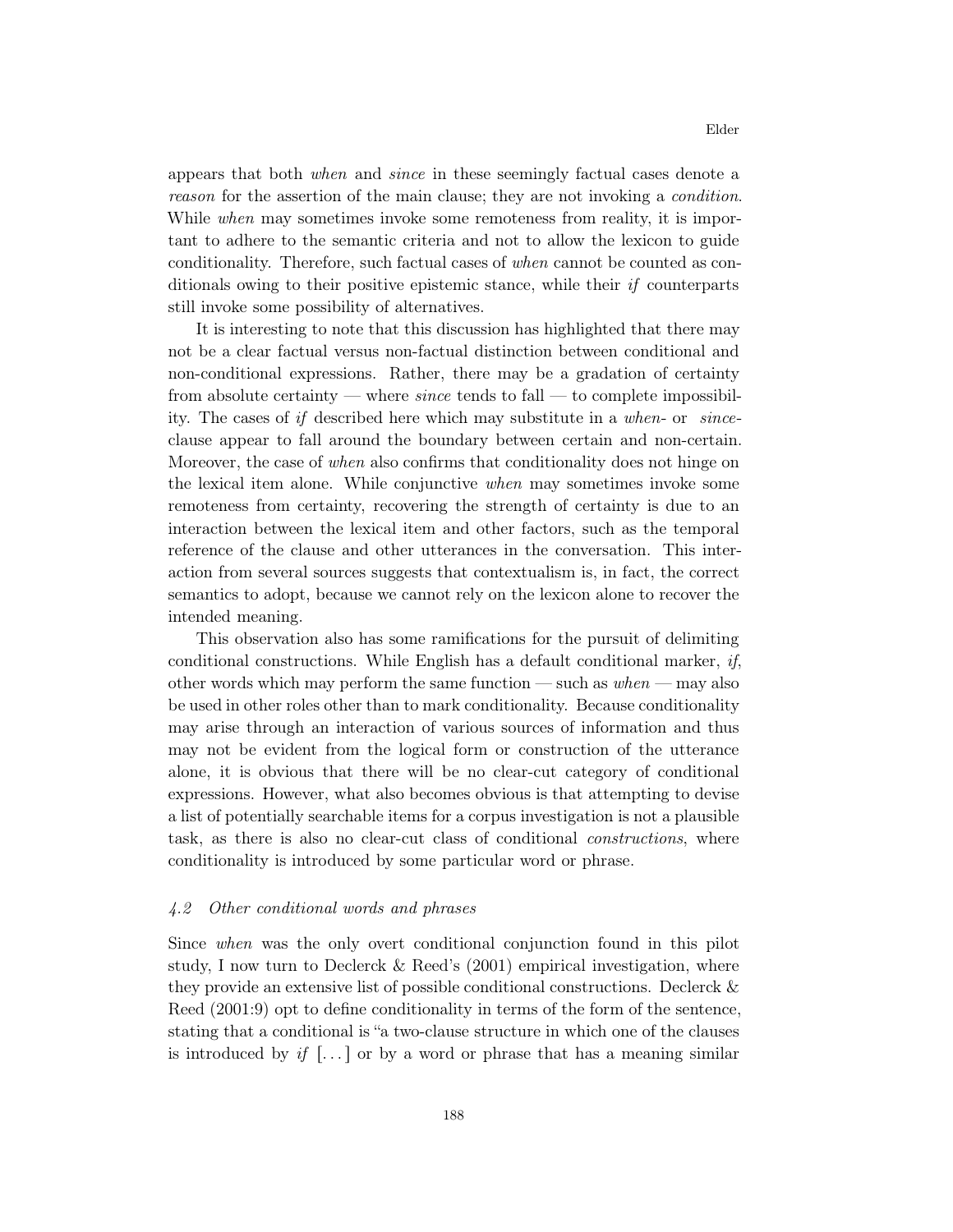appears that both *when* and *since* in these seemingly factual cases denote a *reason* for the assertion of the main clause; they are not invoking a *condition*. While *when* may sometimes invoke some remoteness from reality, it is important to adhere to the semantic criteria and not to allow the lexicon to guide conditionality. Therefore, such factual cases of *when* cannot be counted as conditionals owing to their positive epistemic stance, while their *if* counterparts still invoke some possibility of alternatives.

It is interesting to note that this discussion has highlighted that there may not be a clear factual versus non-factual distinction between conditional and non-conditional expressions. Rather, there may be a gradation of certainty from absolute certainty — where *since* tends to fall — to complete impossibility. The cases of *if* described here which may substitute in a *when*- or *since*-clause appear to fall around the boundary between certain and non-certain. Moreover, the case of *when* also confirms that conditionality does not hinge on the lexical item alone. While conjunctive *when* may sometimes invoke some remoteness from certainty, recovering the strength of certainty is due to an interaction between the lexical item and other factors, such as the temporal reference of the clause and other utterances in the conversation. This interaction from several sources suggests that contextualism is, in fact, the correct semantics to adopt, because we cannot rely on the lexicon alone to recover the intended meaning.

This observation also has some ramifications for the pursuit of delimiting conditional constructions. While English has a default conditional marker, *if*, other words which may perform the same function — such as *when* — may also be used in other roles other than to mark conditionality. Because conditionality may arise through an interaction of various sources of information and thus may not be evident from the logical form or construction of the utterance alone, it is obvious that there will be no clear-cut category of conditional expressions. However, what also becomes obvious is that attempting to devise a list of potentially searchable items for a corpus investigation is not a plausible task, as there is also no clear-cut class of conditional *constructions*, where conditionality is introduced by some particular word or phrase.

### *4.2 Other conditional words and phrases*

Since *when* was the only overt conditional conjunction found in this pilot study, I now turn to Declerck & Reed's (2001) empirical investigation, where they provide an extensive list of possible conditional constructions. Declerck & Reed (2001:9) opt to define conditionality in terms of the form of the sentence, stating that a conditional is "a two-clause structure in which one of the clauses is introduced by *if* [...] or by a word or phrase that has a meaning similar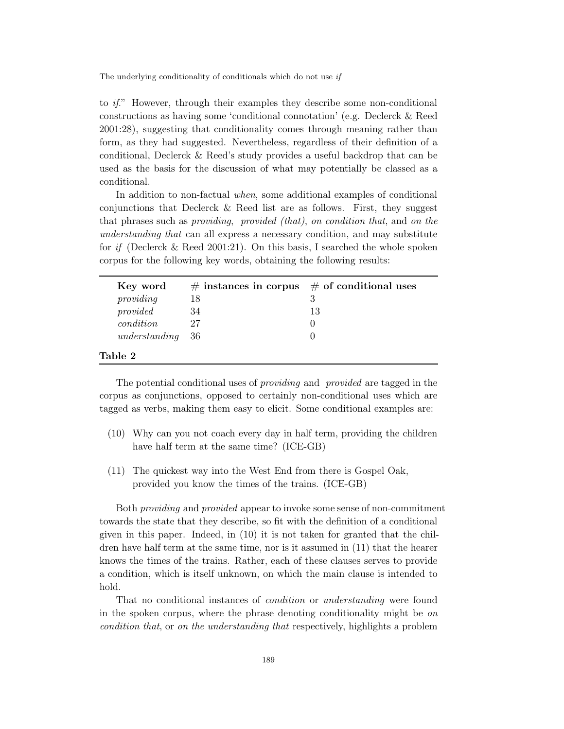to *if*." However, through their examples they describe some non-conditional constructions as having some 'conditional connotation' (e.g. Declerck & Reed 2001:28), suggesting that conditionality comes through meaning rather than form, as they had suggested. Nevertheless, regardless of their definition of a conditional, Declerck & Reed's study provides a useful backdrop that can be used as the basis for the discussion of what may potentially be classed as a conditional.

In addition to non-factual *when*, some additional examples of conditional conjunctions that Declerck & Reed list are as follows. First, they suggest that phrases such as *providing*, *provided (that)*, *on condition that*, and *on the understanding that* can all express a necessary condition, and may substitute for *if* (Declerck & Reed 2001:21). On this basis, I searched the whole spoken corpus for the following key words, obtaining the following results:

| **Key word** | **# instances in corpus** | **# of conditional uses** |
|---|---|---|
| *providing* | 18 | 3 |
| *provided* | 34 | 13 |
| *condition* | 27 | 0 |
| *understanding* | 36 | 0 |

**Table 2**

The potential conditional uses of *providing* and *provided* are tagged in the corpus as conjunctions, opposed to certainly non-conditional uses which are tagged as verbs, making them easy to elicit. Some conditional examples are:

(10) Why can you not coach every day in half term, providing the children have half term at the same time? (ICE-GB)

(11) The quickest way into the West End from there is Gospel Oak, provided you know the times of the trains. (ICE-GB)

Both *providing* and *provided* appear to invoke some sense of non-commitment towards the state that they describe, so fit with the definition of a conditional given in this paper. Indeed, in (10) it is not taken for granted that the children have half term at the same time, nor is it assumed in (11) that the hearer knows the times of the trains. Rather, each of these clauses serves to provide a condition, which is itself unknown, on which the main clause is intended to hold.

That no conditional instances of *condition* or *understanding* were found in the spoken corpus, where the phrase denoting conditionality might be *on condition that*, or *on the understanding that* respectively, highlights a problem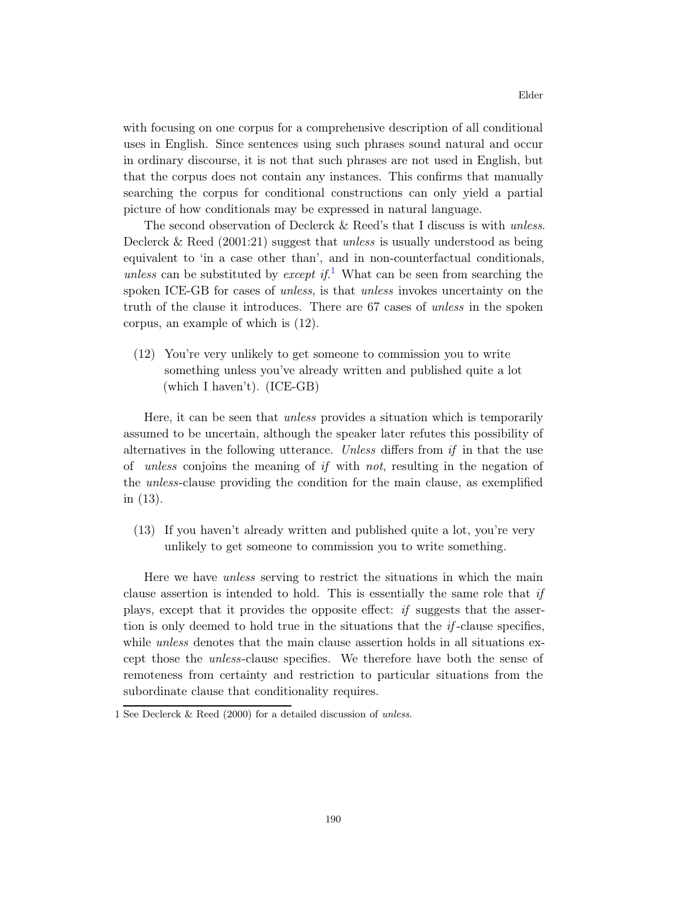with focusing on one corpus for a comprehensive description of all conditional uses in English. Since sentences using such phrases sound natural and occur in ordinary discourse, it is not that such phrases are not used in English, but that the corpus does not contain any instances. This confirms that manually searching the corpus for conditional constructions can only yield a partial picture of how conditionals may be expressed in natural language.

The second observation of Declerck & Reed's that I discuss is with *unless*. Declerck & Reed (2001:21) suggest that *unless* is usually understood as being equivalent to 'in a case other than', and in non-counterfactual conditionals, *unless* can be substituted by *except if*.[1] What can be seen from searching the spoken ICE-GB for cases of *unless*, is that *unless* invokes uncertainty on the truth of the clause it introduces. There are 67 cases of *unless* in the spoken corpus, an example of which is (12).

(12) You're very unlikely to get someone to commission you to write something unless you've already written and published quite a lot (which I haven't). (ICE-GB)

Here, it can be seen that *unless* provides a situation which is temporarily assumed to be uncertain, although the speaker later refutes this possibility of alternatives in the following utterance. *Unless* differs from *if* in that the use of *unless* conjoins the meaning of *if* with *not*, resulting in the negation of the *unless*-clause providing the condition for the main clause, as exemplified in (13).

(13) If you haven't already written and published quite a lot, you're very unlikely to get someone to commission you to write something.

Here we have *unless* serving to restrict the situations in which the main clause assertion is intended to hold. This is essentially the same role that *if* plays, except that it provides the opposite effect: *if* suggests that the assertion is only deemed to hold true in the situations that the *if*-clause specifies, while *unless* denotes that the main clause assertion holds in all situations except those the *unless*-clause specifies. We therefore have both the sense of remoteness from certainty and restriction to particular situations from the subordinate clause that conditionality requires.

1 See Declerck & Reed (2000) for a detailed discussion of *unless*.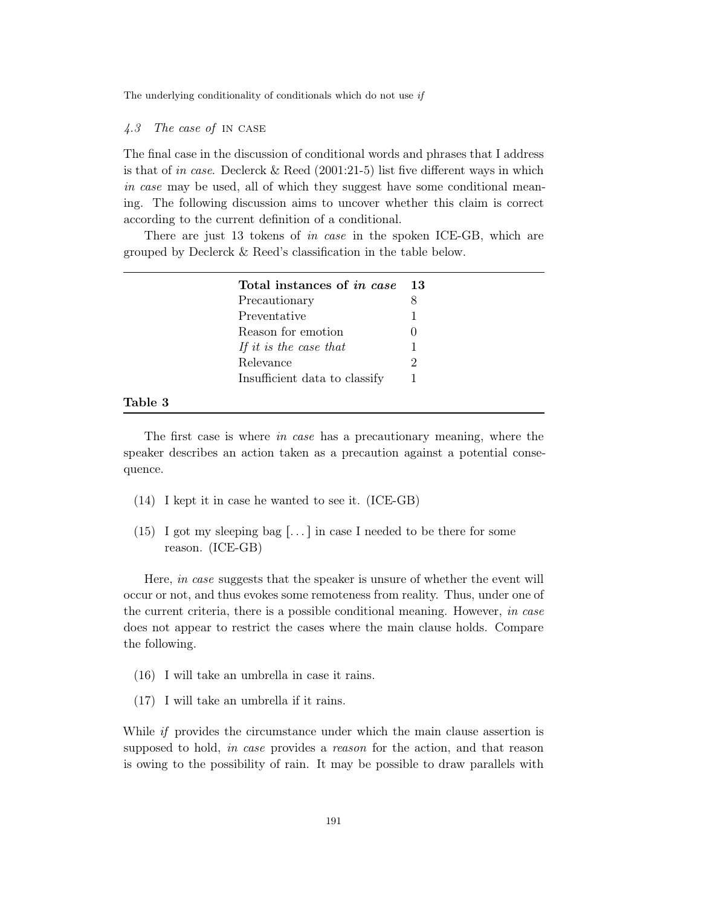### 4.3 *The case of* IN CASE

The final case in the discussion of conditional words and phrases that I address is that of *in case*. Declerck & Reed (2001:21-5) list five different ways in which *in case* may be used, all of which they suggest have some conditional meaning. The following discussion aims to uncover whether this claim is correct according to the current definition of a conditional.

There are just 13 tokens of *in case* in the spoken ICE-GB, which are grouped by Declerck & Reed's classification in the table below.

| **Total instances of *in case*** | **13** |
|---|---|
| Precautionary | 8 |
| Preventative | 1 |
| Reason for emotion | 0 |
| *If it is the case that* | 1 |
| Relevance | 2 |
| Insufficient data to classify | 1 |

**Table 3**

The first case is where *in case* has a precautionary meaning, where the speaker describes an action taken as a precaution against a potential consequence.

(14) I kept it in case he wanted to see it. (ICE-GB)

(15) I got my sleeping bag [...] in case I needed to be there for some reason. (ICE-GB)

Here, *in case* suggests that the speaker is unsure of whether the event will occur or not, and thus evokes some remoteness from reality. Thus, under one of the current criteria, there is a possible conditional meaning. However, *in case* does not appear to restrict the cases where the main clause holds. Compare the following.

(16) I will take an umbrella in case it rains.

(17) I will take an umbrella if it rains.

While *if* provides the circumstance under which the main clause assertion is supposed to hold, *in case* provides a *reason* for the action, and that reason is owing to the possibility of rain. It may be possible to draw parallels with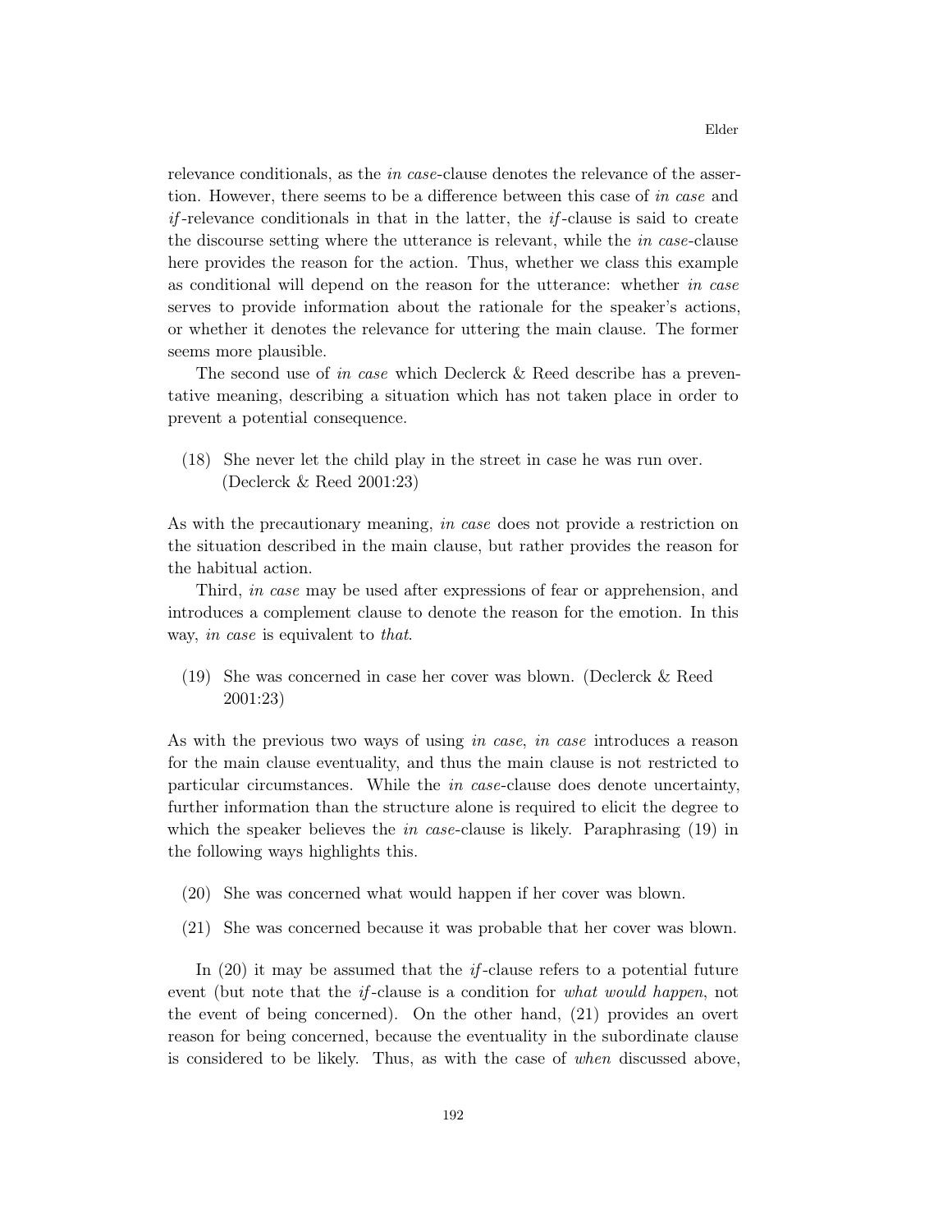relevance conditionals, as the *in case*-clause denotes the relevance of the assertion. However, there seems to be a difference between this case of *in case* and *if*-relevance conditionals in that in the latter, the *if*-clause is said to create the discourse setting where the utterance is relevant, while the *in case*-clause here provides the reason for the action. Thus, whether we class this example as conditional will depend on the reason for the utterance: whether *in case* serves to provide information about the rationale for the speaker's actions, or whether it denotes the relevance for uttering the main clause. The former seems more plausible.

The second use of *in case* which Declerck & Reed describe has a preventative meaning, describing a situation which has not taken place in order to prevent a potential consequence.

(18) She never let the child play in the street in case he was run over. (Declerck & Reed 2001:23)

As with the precautionary meaning, *in case* does not provide a restriction on the situation described in the main clause, but rather provides the reason for the habitual action.

Third, *in case* may be used after expressions of fear or apprehension, and introduces a complement clause to denote the reason for the emotion. In this way, *in case* is equivalent to *that*.

(19) She was concerned in case her cover was blown. (Declerck & Reed 2001:23)

As with the previous two ways of using *in case*, *in case* introduces a reason for the main clause eventuality, and thus the main clause is not restricted to particular circumstances. While the *in case*-clause does denote uncertainty, further information than the structure alone is required to elicit the degree to which the speaker believes the *in case*-clause is likely. Paraphrasing (19) in the following ways highlights this.

(20) She was concerned what would happen if her cover was blown.

(21) She was concerned because it was probable that her cover was blown.

In (20) it may be assumed that the *if*-clause refers to a potential future event (but note that the *if*-clause is a condition for *what would happen*, not the event of being concerned). On the other hand, (21) provides an overt reason for being concerned, because the eventuality in the subordinate clause is considered to be likely. Thus, as with the case of *when* discussed above,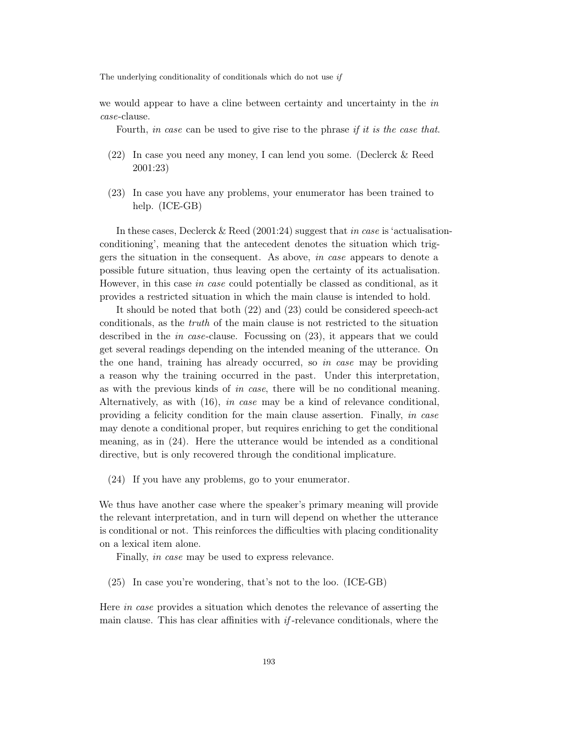we would appear to have a cline between certainty and uncertainty in the *in case*-clause.

Fourth, *in case* can be used to give rise to the phrase *if it is the case that*.

(22) In case you need any money, I can lend you some. (Declerck & Reed 2001:23)

(23) In case you have any problems, your enumerator has been trained to help. (ICE-GB)

In these cases, Declerck & Reed (2001:24) suggest that *in case* is 'actualisation-conditioning', meaning that the antecedent denotes the situation which triggers the situation in the consequent. As above, *in case* appears to denote a possible future situation, thus leaving open the certainty of its actualisation. However, in this case *in case* could potentially be classed as conditional, as it provides a restricted situation in which the main clause is intended to hold.

It should be noted that both (22) and (23) could be considered speech-act conditionals, as the *truth* of the main clause is not restricted to the situation described in the *in case*-clause. Focussing on (23), it appears that we could get several readings depending on the intended meaning of the utterance. On the one hand, training has already occurred, so *in case* may be providing a reason why the training occurred in the past. Under this interpretation, as with the previous kinds of *in case*, there will be no conditional meaning. Alternatively, as with (16), *in case* may be a kind of relevance conditional, providing a felicity condition for the main clause assertion. Finally, *in case* may denote a conditional proper, but requires enriching to get the conditional meaning, as in (24). Here the utterance would be intended as a conditional directive, but is only recovered through the conditional implicature.

(24) If you have any problems, go to your enumerator.

We thus have another case where the speaker's primary meaning will provide the relevant interpretation, and in turn will depend on whether the utterance is conditional or not. This reinforces the difficulties with placing conditionality on a lexical item alone.

Finally, *in case* may be used to express relevance.

(25) In case you're wondering, that's not to the loo. (ICE-GB)

Here *in case* provides a situation which denotes the relevance of asserting the main clause. This has clear affinities with *if*-relevance conditionals, where the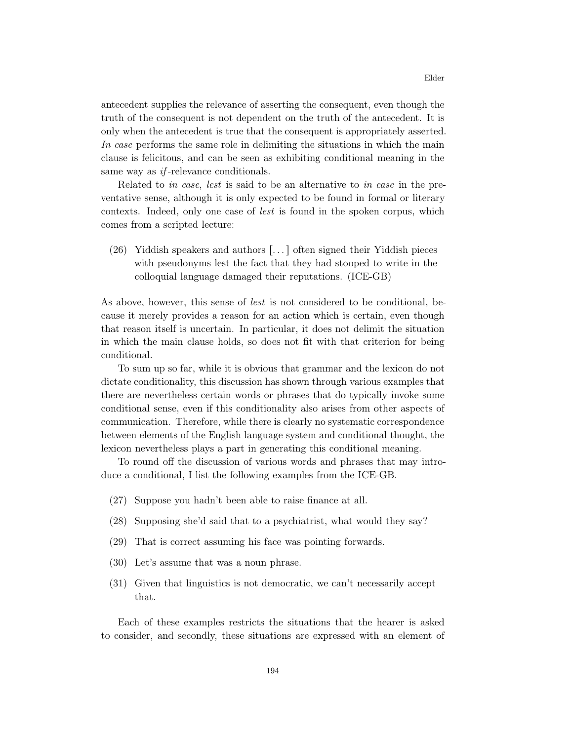antecedent supplies the relevance of asserting the consequent, even though the truth of the consequent is not dependent on the truth of the antecedent. It is only when the antecedent is true that the consequent is appropriately asserted. *In case* performs the same role in delimiting the situations in which the main clause is felicitous, and can be seen as exhibiting conditional meaning in the same way as *if*-relevance conditionals.

Related to *in case*, *lest* is said to be an alternative to *in case* in the preventative sense, although it is only expected to be found in formal or literary contexts. Indeed, only one case of *lest* is found in the spoken corpus, which comes from a scripted lecture:

(26) Yiddish speakers and authors [. . . ] often signed their Yiddish pieces with pseudonyms lest the fact that they had stooped to write in the colloquial language damaged their reputations. (ICE-GB)

As above, however, this sense of *lest* is not considered to be conditional, because it merely provides a reason for an action which is certain, even though that reason itself is uncertain. In particular, it does not delimit the situation in which the main clause holds, so does not fit with that criterion for being conditional.

To sum up so far, while it is obvious that grammar and the lexicon do not dictate conditionality, this discussion has shown through various examples that there are nevertheless certain words or phrases that do typically invoke some conditional sense, even if this conditionality also arises from other aspects of communication. Therefore, while there is clearly no systematic correspondence between elements of the English language system and conditional thought, the lexicon nevertheless plays a part in generating this conditional meaning.

To round off the discussion of various words and phrases that may introduce a conditional, I list the following examples from the ICE-GB.

(27) Suppose you hadn't been able to raise finance at all.

(28) Supposing she'd said that to a psychiatrist, what would they say?

(29) That is correct assuming his face was pointing forwards.

(30) Let's assume that was a noun phrase.

(31) Given that linguistics is not democratic, we can't necessarily accept that.

Each of these examples restricts the situations that the hearer is asked to consider, and secondly, these situations are expressed with an element of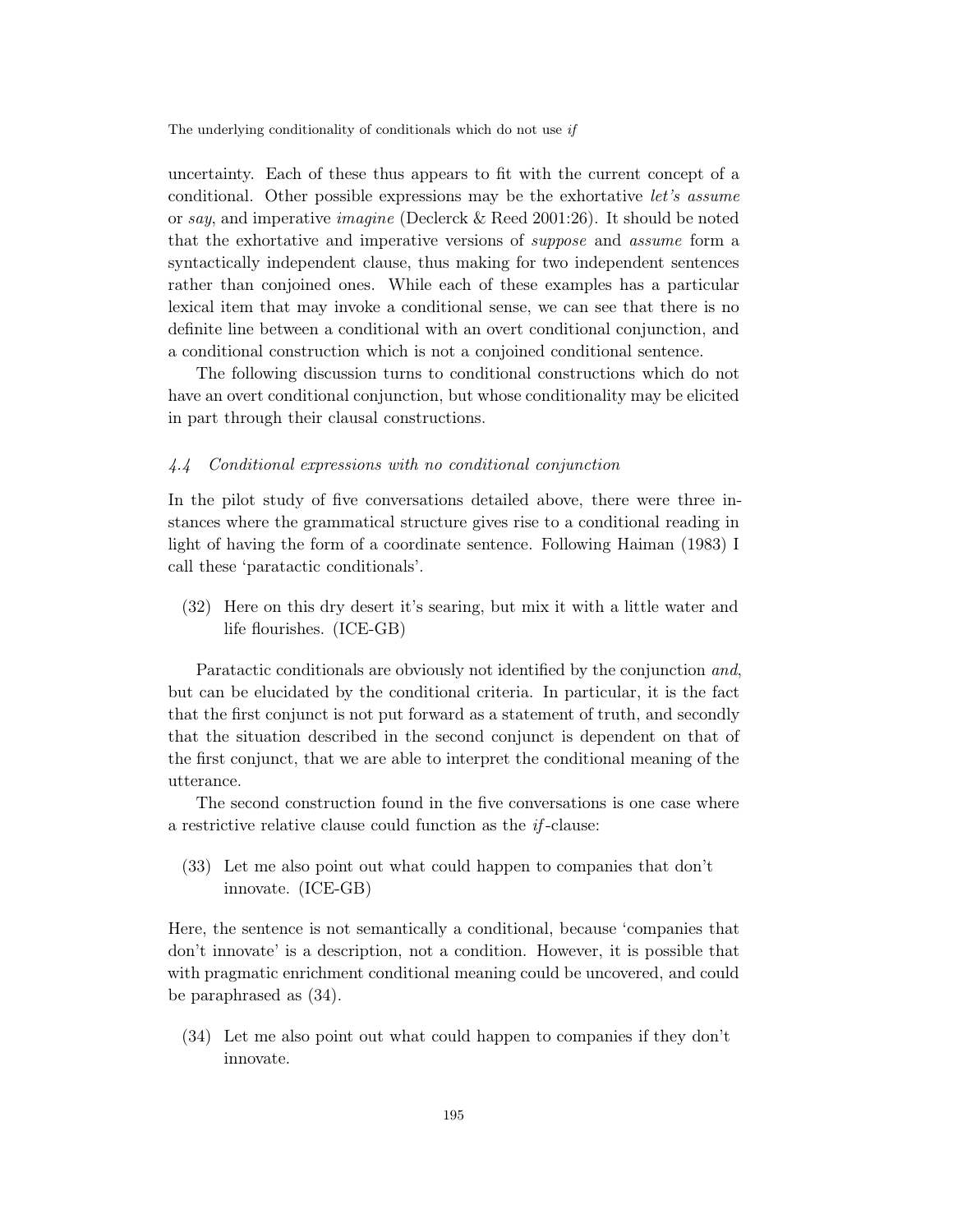uncertainty. Each of these thus appears to fit with the current concept of a conditional. Other possible expressions may be the exhortative *let's assume* or *say*, and imperative *imagine* (Declerck & Reed 2001:26). It should be noted that the exhortative and imperative versions of *suppose* and *assume* form a syntactically independent clause, thus making for two independent sentences rather than conjoined ones. While each of these examples has a particular lexical item that may invoke a conditional sense, we can see that there is no definite line between a conditional with an overt conditional conjunction, and a conditional construction which is not a conjoined conditional sentence.

The following discussion turns to conditional constructions which do not have an overt conditional conjunction, but whose conditionality may be elicited in part through their clausal constructions.

### *4.4 Conditional expressions with no conditional conjunction*

In the pilot study of five conversations detailed above, there were three instances where the grammatical structure gives rise to a conditional reading in light of having the form of a coordinate sentence. Following Haiman (1983) I call these 'paratactic conditionals'.

(32) Here on this dry desert it's searing, but mix it with a little water and life flourishes. (ICE-GB)

Paratactic conditionals are obviously not identified by the conjunction *and*, but can be elucidated by the conditional criteria. In particular, it is the fact that the first conjunct is not put forward as a statement of truth, and secondly that the situation described in the second conjunct is dependent on that of the first conjunct, that we are able to interpret the conditional meaning of the utterance.

The second construction found in the five conversations is one case where a restrictive relative clause could function as the *if*-clause:

(33) Let me also point out what could happen to companies that don't innovate. (ICE-GB)

Here, the sentence is not semantically a conditional, because 'companies that don't innovate' is a description, not a condition. However, it is possible that with pragmatic enrichment conditional meaning could be uncovered, and could be paraphrased as (34).

(34) Let me also point out what could happen to companies if they don't innovate.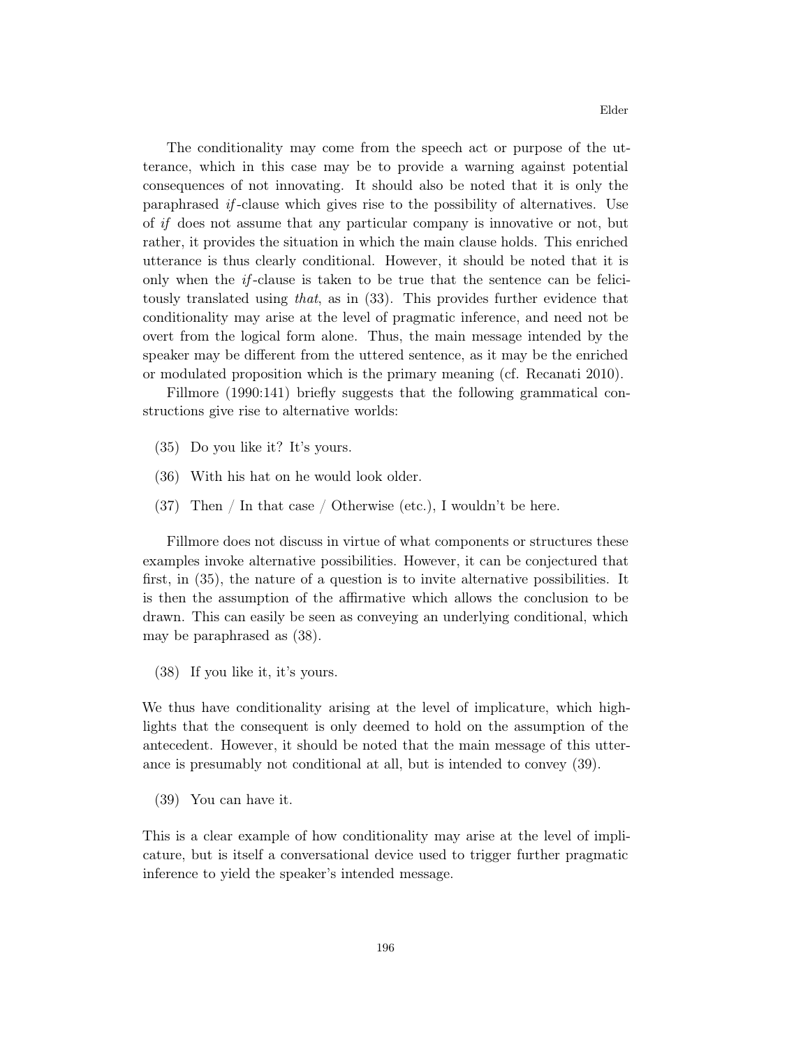The conditionality may come from the speech act or purpose of the utterance, which in this case may be to provide a warning against potential consequences of not innovating. It should also be noted that it is only the paraphrased *if*-clause which gives rise to the possibility of alternatives. Use of *if* does not assume that any particular company is innovative or not, but rather, it provides the situation in which the main clause holds. This enriched utterance is thus clearly conditional. However, it should be noted that it is only when the *if*-clause is taken to be true that the sentence can be felicitously translated using *that*, as in (33). This provides further evidence that conditionality may arise at the level of pragmatic inference, and need not be overt from the logical form alone. Thus, the main message intended by the speaker may be different from the uttered sentence, as it may be the enriched or modulated proposition which is the primary meaning (cf. Recanati 2010).

Fillmore (1990:141) briefly suggests that the following grammatical constructions give rise to alternative worlds:

(35) Do you like it? It's yours.

(36) With his hat on he would look older.

(37) Then / In that case / Otherwise (etc.), I wouldn't be here.

Fillmore does not discuss in virtue of what components or structures these examples invoke alternative possibilities. However, it can be conjectured that first, in (35), the nature of a question is to invite alternative possibilities. It is then the assumption of the affirmative which allows the conclusion to be drawn. This can easily be seen as conveying an underlying conditional, which may be paraphrased as (38).

(38) If you like it, it's yours.

We thus have conditionality arising at the level of implicature, which highlights that the consequent is only deemed to hold on the assumption of the antecedent. However, it should be noted that the main message of this utterance is presumably not conditional at all, but is intended to convey (39).

(39) You can have it.

This is a clear example of how conditionality may arise at the level of implicature, but is itself a conversational device used to trigger further pragmatic inference to yield the speaker's intended message.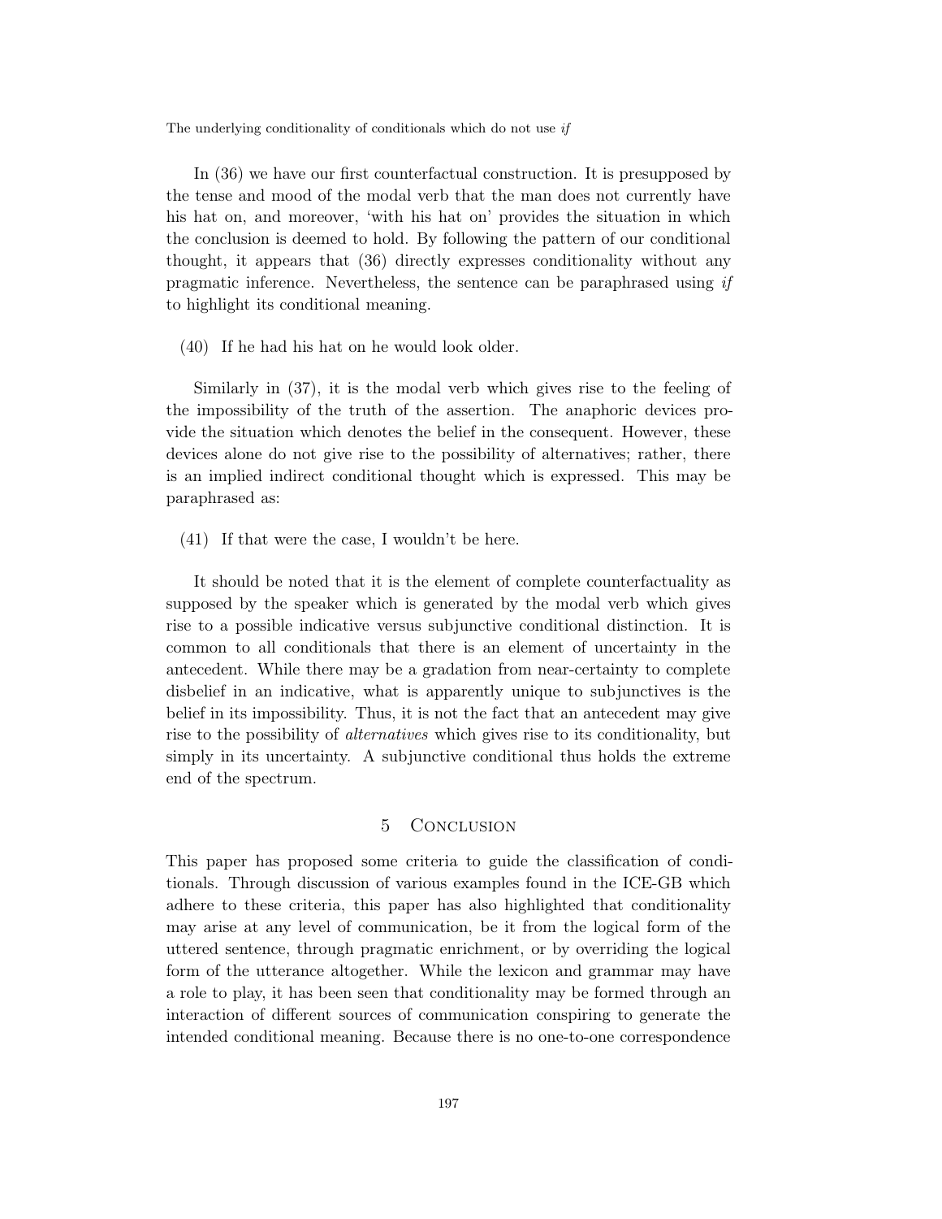In (36) we have our first counterfactual construction. It is presupposed by the tense and mood of the modal verb that the man does not currently have his hat on, and moreover, 'with his hat on' provides the situation in which the conclusion is deemed to hold. By following the pattern of our conditional thought, it appears that (36) directly expresses conditionality without any pragmatic inference. Nevertheless, the sentence can be paraphrased using *if* to highlight its conditional meaning.

(40) If he had his hat on he would look older.

Similarly in (37), it is the modal verb which gives rise to the feeling of the impossibility of the truth of the assertion. The anaphoric devices provide the situation which denotes the belief in the consequent. However, these devices alone do not give rise to the possibility of alternatives; rather, there is an implied indirect conditional thought which is expressed. This may be paraphrased as:

(41) If that were the case, I wouldn't be here.

It should be noted that it is the element of complete counterfactuality as supposed by the speaker which is generated by the modal verb which gives rise to a possible indicative versus subjunctive conditional distinction. It is common to all conditionals that there is an element of uncertainty in the antecedent. While there may be a gradation from near-certainty to complete disbelief in an indicative, what is apparently unique to subjunctives is the belief in its impossibility. Thus, it is not the fact that an antecedent may give rise to the possibility of *alternatives* which gives rise to its conditionality, but simply in its uncertainty. A subjunctive conditional thus holds the extreme end of the spectrum.

## 5 Conclusion

This paper has proposed some criteria to guide the classification of conditionals. Through discussion of various examples found in the ICE-GB which adhere to these criteria, this paper has also highlighted that conditionality may arise at any level of communication, be it from the logical form of the uttered sentence, through pragmatic enrichment, or by overriding the logical form of the utterance altogether. While the lexicon and grammar may have a role to play, it has been seen that conditionality may be formed through an interaction of different sources of communication conspiring to generate the intended conditional meaning. Because there is no one-to-one correspondence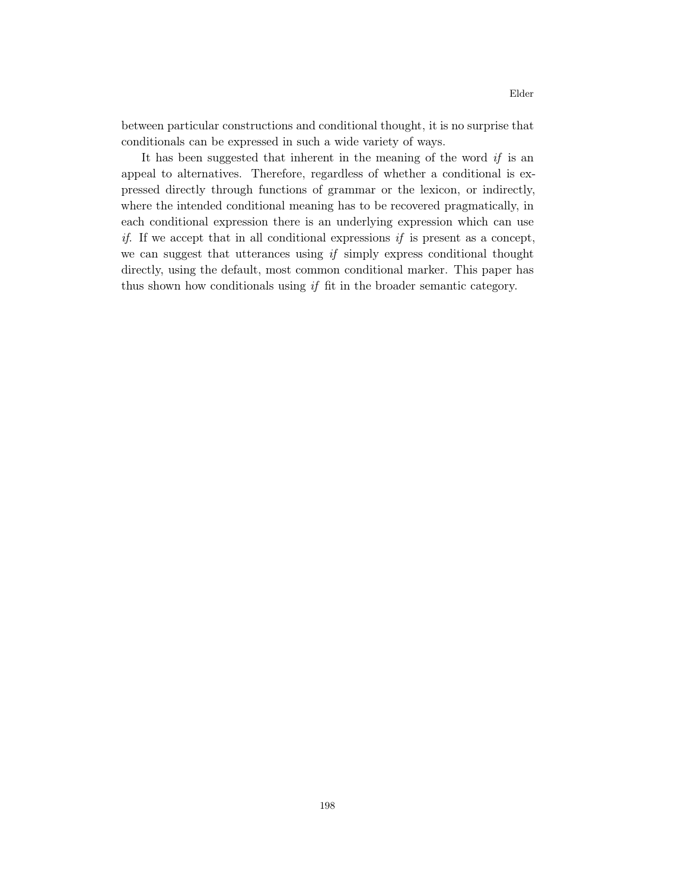between particular constructions and conditional thought, it is no surprise that conditionals can be expressed in such a wide variety of ways.

It has been suggested that inherent in the meaning of the word *if* is an appeal to alternatives. Therefore, regardless of whether a conditional is expressed directly through functions of grammar or the lexicon, or indirectly, where the intended conditional meaning has to be recovered pragmatically, in each conditional expression there is an underlying expression which can use *if*. If we accept that in all conditional expressions *if* is present as a concept, we can suggest that utterances using *if* simply express conditional thought directly, using the default, most common conditional marker. This paper has thus shown how conditionals using *if* fit in the broader semantic category.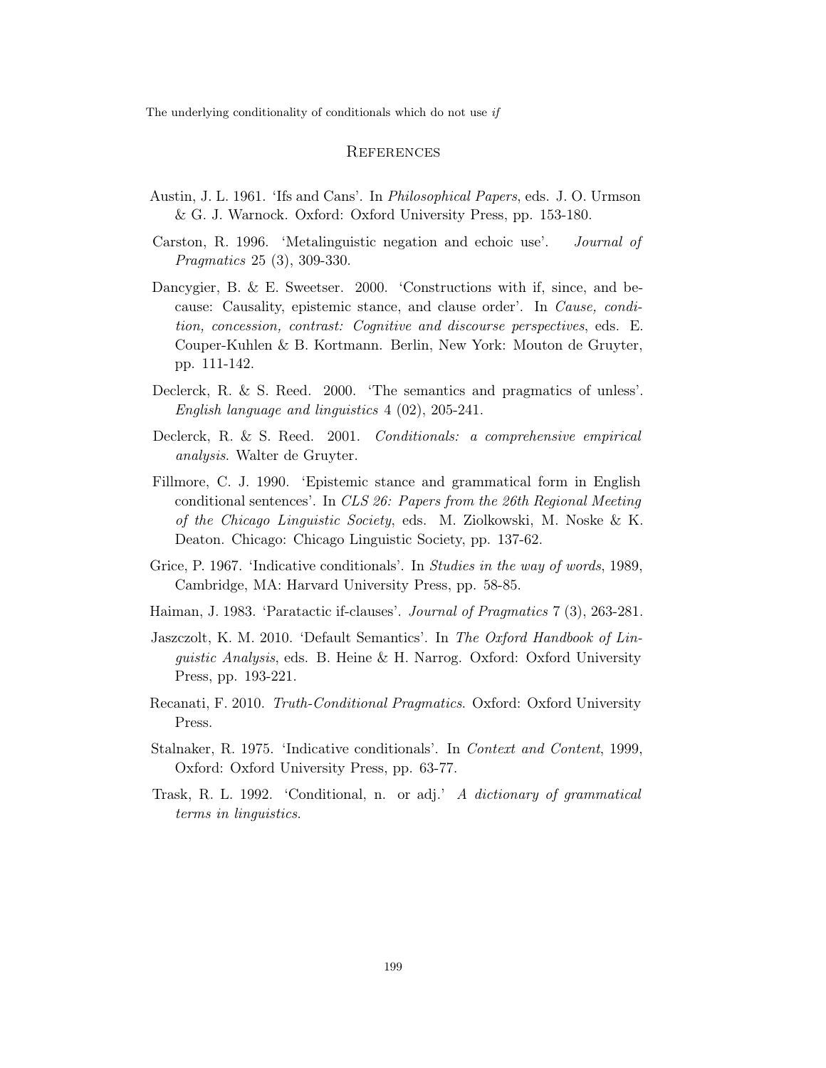## References

Austin, J. L. 1961. 'Ifs and Cans'. In *Philosophical Papers*, eds. J. O. Urmson & G. J. Warnock. Oxford: Oxford University Press, pp. 153-180.

Carston, R. 1996. 'Metalinguistic negation and echoic use'. *Journal of Pragmatics* 25 (3), 309-330.

Dancygier, B. & E. Sweetser. 2000. 'Constructions with if, since, and because: Causality, epistemic stance, and clause order'. In *Cause, condition, concession, contrast: Cognitive and discourse perspectives*, eds. E. Couper-Kuhlen & B. Kortmann. Berlin, New York: Mouton de Gruyter, pp. 111-142.

Declerck, R. & S. Reed. 2000. 'The semantics and pragmatics of unless'. *English language and linguistics* 4 (02), 205-241.

Declerck, R. & S. Reed. 2001. *Conditionals: a comprehensive empirical analysis*. Walter de Gruyter.

Fillmore, C. J. 1990. 'Epistemic stance and grammatical form in English conditional sentences'. In *CLS 26: Papers from the 26th Regional Meeting of the Chicago Linguistic Society*, eds. M. Ziolkowski, M. Noske & K. Deaton. Chicago: Chicago Linguistic Society, pp. 137-62.

Grice, P. 1967. 'Indicative conditionals'. In *Studies in the way of words*, 1989, Cambridge, MA: Harvard University Press, pp. 58-85.

Haiman, J. 1983. 'Paratactic if-clauses'. *Journal of Pragmatics* 7 (3), 263-281.

Jaszczolt, K. M. 2010. 'Default Semantics'. In *The Oxford Handbook of Linguistic Analysis*, eds. B. Heine & H. Narrog. Oxford: Oxford University Press, pp. 193-221.

Recanati, F. 2010. *Truth-Conditional Pragmatics*. Oxford: Oxford University Press.

Stalnaker, R. 1975. 'Indicative conditionals'. In *Context and Content*, 1999, Oxford: Oxford University Press, pp. 63-77.

Trask, R. L. 1992. 'Conditional, n. or adj.' *A dictionary of grammatical terms in linguistics*.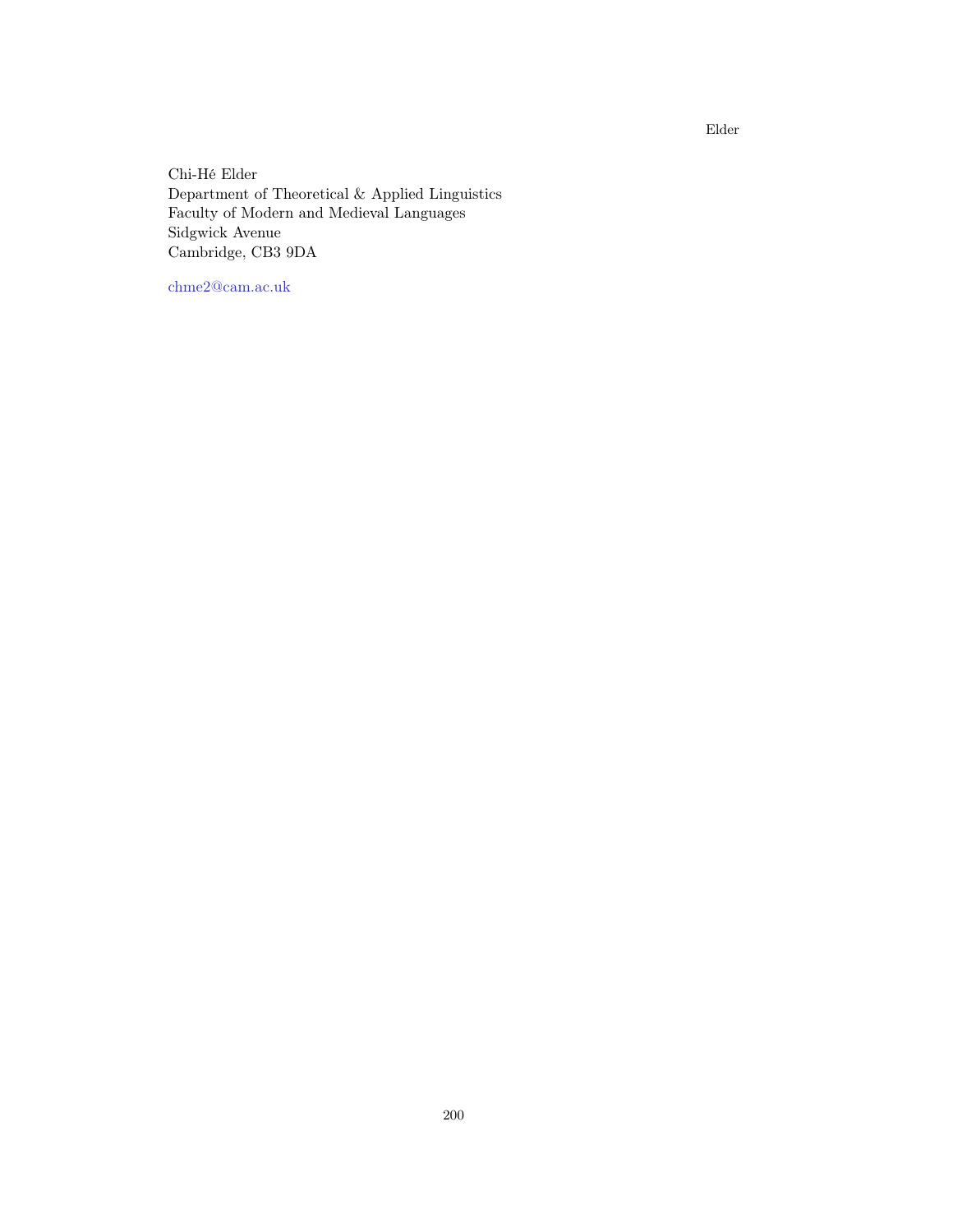Chi-Hé Elder  
Department of Theoretical & Applied Linguistics  
Faculty of Modern and Medieval Languages  
Sidgwick Avenue  
Cambridge, CB3 9DA

chme2@cam.ac.uk